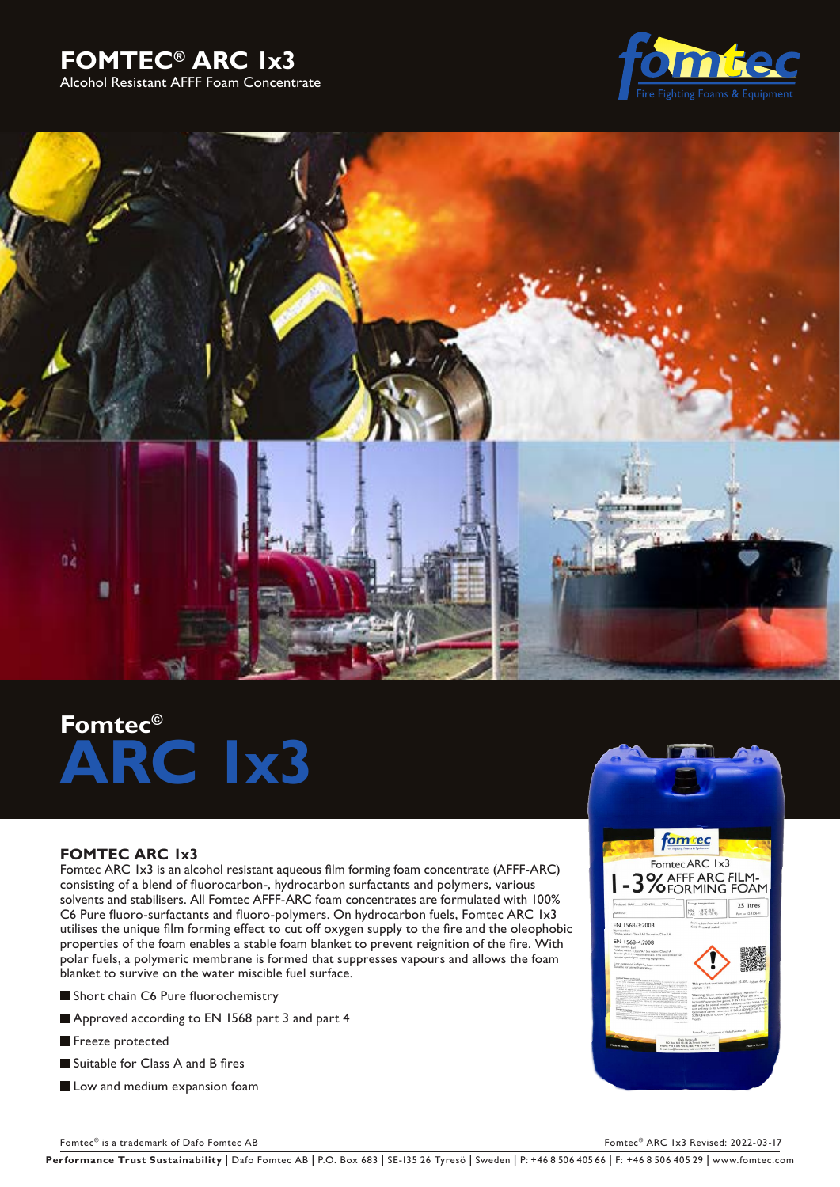# FOMTEC® ARC 1x3

Alcohol Resistant AFFF Foam Concentrate

fomtec
Fire Fighting Foams & Equipment

## Fomtec©
# ARC 1x3

### FOMTEC ARC 1x3

Fomtec ARC 1x3 is an alcohol resistant aqueous film forming foam concentrate (AFFF-ARC) consisting of a blend of fluorocarbon-, hydrocarbon surfactants and polymers, various solvents and stabilisers. All Fomtec AFFF-ARC foam concentrates are formulated with 100% C6 Pure fluoro-surfactants and fluoro-polymers. On hydrocarbon fuels, Fomtec ARC 1x3 utilises the unique film forming effect to cut off oxygen supply to the fire and the oleophobic properties of the foam enables a stable foam blanket to prevent reignition of the fire. With polar fuels, a polymeric membrane is formed that suppresses vapours and allows the foam blanket to survive on the water miscible fuel surface.

- Short chain C6 Pure fluorochemistry
- Approved according to EN 1568 part 3 and part 4
- Freeze protected
- Suitable for Class A and B fires
- Low and medium expansion foam

Fomtec® is a trademark of Dafo Fomtec AB

Fomtec® ARC 1x3 Revised: 2022-03-17

**Performance Trust Sustainability** | Dafo Fomtec AB | P.O. Box 683 | SE-135 26 Tyresö | Sweden | P: +46 8 506 405 66 | F: +46 8 506 405 29 | www.fomtec.com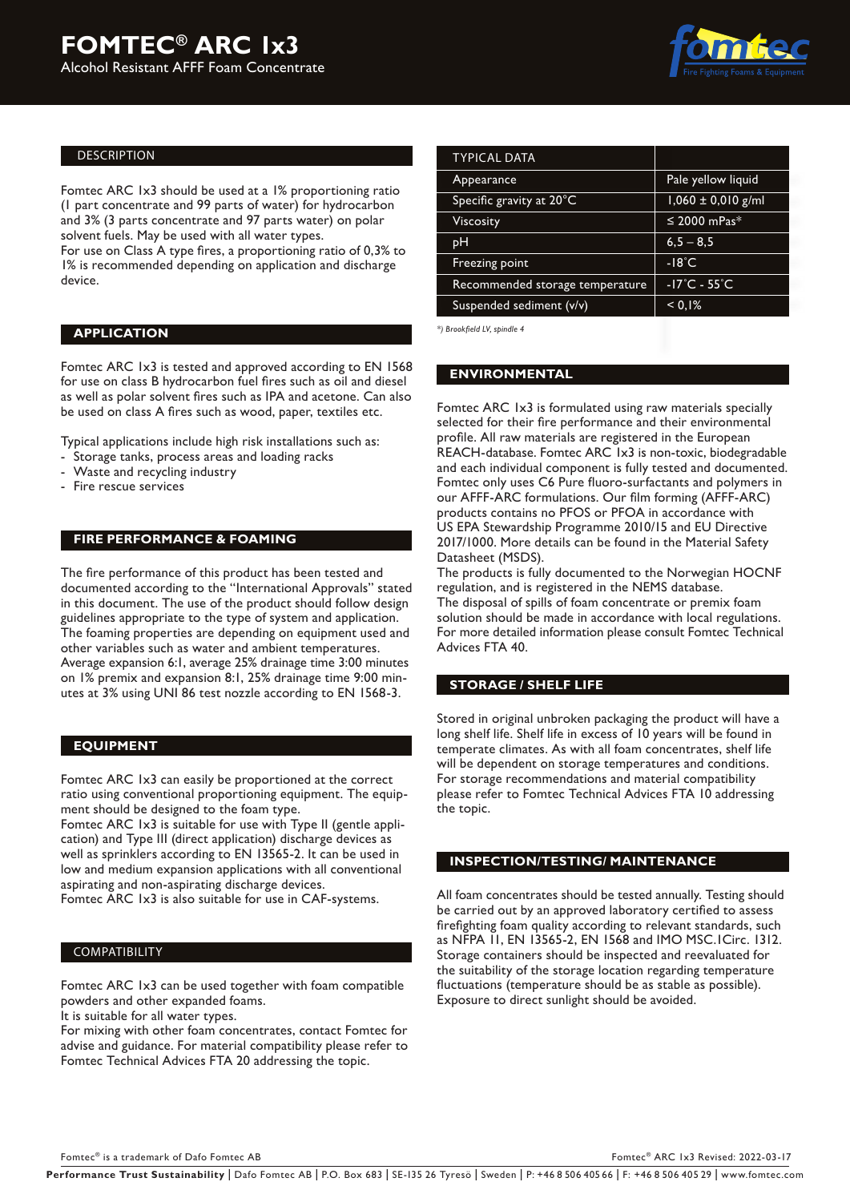# FOMTEC® ARC 1x3

Alcohol Resistant AFFF Foam Concentrate

## DESCRIPTION

Fomtec ARC 1x3 should be used at a 1% proportioning ratio (1 part concentrate and 99 parts of water) for hydrocarbon and 3% (3 parts concentrate and 97 parts water) on polar solvent fuels. May be used with all water types.
For use on Class A type fires, a proportioning ratio of 0,3% to 1% is recommended depending on application and discharge device.

## APPLICATION

Fomtec ARC 1x3 is tested and approved according to EN 1568 for use on class B hydrocarbon fuel fires such as oil and diesel as well as polar solvent fires such as IPA and acetone. Can also be used on class A fires such as wood, paper, textiles etc.

Typical applications include high risk installations such as:
- Storage tanks, process areas and loading racks
- Waste and recycling industry
- Fire rescue services

## FIRE PERFORMANCE & FOAMING

The fire performance of this product has been tested and documented according to the "International Approvals" stated in this document. The use of the product should follow design guidelines appropriate to the type of system and application. The foaming properties are depending on equipment used and other variables such as water and ambient temperatures. Average expansion 6:1, average 25% drainage time 3:00 minutes on 1% premix and expansion 8:1, 25% drainage time 9:00 minutes at 3% using UNI 86 test nozzle according to EN 1568-3.

## EQUIPMENT

Fomtec ARC 1x3 can easily be proportioned at the correct ratio using conventional proportioning equipment. The equipment should be designed to the foam type.
Fomtec ARC 1x3 is suitable for use with Type II (gentle application) and Type III (direct application) discharge devices as well as sprinklers according to EN 13565-2. It can be used in low and medium expansion applications with all conventional aspirating and non-aspirating discharge devices.
Fomtec ARC 1x3 is also suitable for use in CAF-systems.

## COMPATIBILITY

Fomtec ARC 1x3 can be used together with foam compatible powders and other expanded foams.
It is suitable for all water types.
For mixing with other foam concentrates, contact Fomtec for advise and guidance. For material compatibility please refer to Fomtec Technical Advices FTA 20 addressing the topic.

| TYPICAL DATA | |
|---|---|
| Appearance | Pale yellow liquid |
| Specific gravity at 20°C | 1,060 ± 0,010 g/ml |
| Viscosity | ≤ 2000 mPas* |
| pH | 6,5 – 8,5 |
| Freezing point | -18˚C |
| Recommended storage temperature | -17˚C - 55˚C |
| Suspended sediment (v/v) | < 0,1% |

*\*) Brookfield LV, spindle 4*

## ENVIRONMENTAL

Fomtec ARC 1x3 is formulated using raw materials specially selected for their fire performance and their environmental profile. All raw materials are registered in the European REACH-database. Fomtec ARC 1x3 is non-toxic, biodegradable and each individual component is fully tested and documented. Fomtec only uses C6 Pure fluoro-surfactants and polymers in our AFFF-ARC formulations. Our film forming (AFFF-ARC) products contains no PFOS or PFOA in accordance with US EPA Stewardship Programme 2010/15 and EU Directive 2017/1000. More details can be found in the Material Safety Datasheet (MSDS).
The products is fully documented to the Norwegian HOCNF regulation, and is registered in the NEMS database.
The disposal of spills of foam concentrate or premix foam solution should be made in accordance with local regulations. For more detailed information please consult Fomtec Technical Advices FTA 40.

## STORAGE / SHELF LIFE

Stored in original unbroken packaging the product will have a long shelf life. Shelf life in excess of 10 years will be found in temperate climates. As with all foam concentrates, shelf life will be dependent on storage temperatures and conditions. For storage recommendations and material compatibility please refer to Fomtec Technical Advices FTA 10 addressing the topic.

## INSPECTION/TESTING/ MAINTENANCE

All foam concentrates should be tested annually. Testing should be carried out by an approved laboratory certified to assess firefighting foam quality according to relevant standards, such as NFPA 11, EN 13565-2, EN 1568 and IMO MSC.1Circ. 1312. Storage containers should be inspected and reevaluated for the suitability of the storage location regarding temperature fluctuations (temperature should be as stable as possible). Exposure to direct sunlight should be avoided.

Fomtec® is a trademark of Dafo Fomtec AB

Fomtec® ARC 1x3 Revised: 2022-03-17

**Performance Trust Sustainability** | Dafo Fomtec AB | P.O. Box 683 | SE-135 26 Tyresö | Sweden | P: +46 8 506 405 66 | F: +46 8 506 405 29 | www.fomtec.com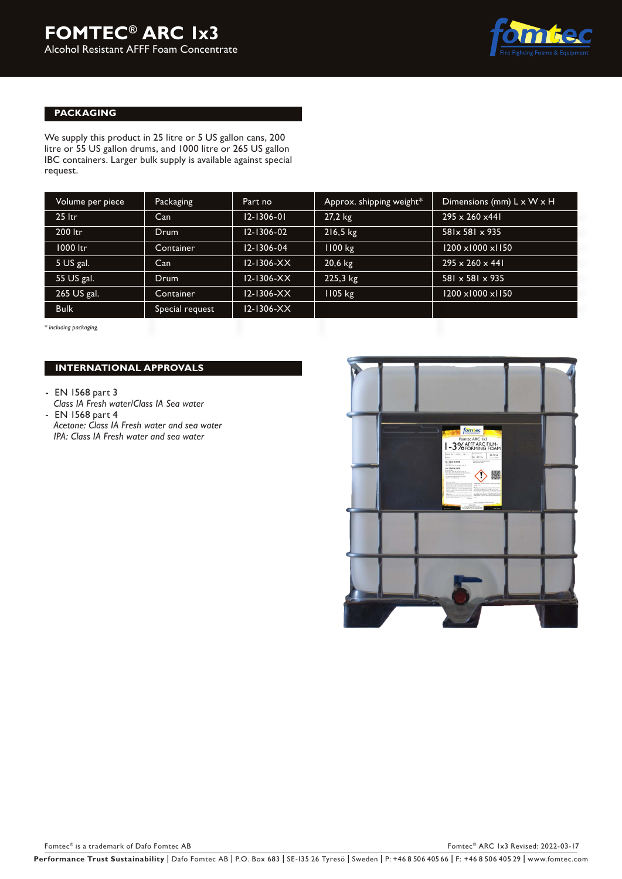# FOMTEC® ARC 1x3

Alcohol Resistant AFFF Foam Concentrate

## PACKAGING

We supply this product in 25 litre or 5 US gallon cans, 200 litre or 55 US gallon drums, and 1000 litre or 265 US gallon IBC containers. Larger bulk supply is available against special request.

| Volume per piece | Packaging | Part no | Approx. shipping weight* | Dimensions (mm) L x W x H |
|---|---|---|---|---|
| 25 ltr | Can | 12-1306-01 | 27,2 kg | 295 x 260 x441 |
| 200 ltr | Drum | 12-1306-02 | 216,5 kg | 581x 581 x 935 |
| 1000 ltr | Container | 12-1306-04 | 1100 kg | 1200 x1000 x1150 |
| 5 US gal. | Can | 12-1306-XX | 20,6 kg | 295 x 260 x 441 |
| 55 US gal. | Drum | 12-1306-XX | 225,3 kg | 581 x 581 x 935 |
| 265 US gal. | Container | 12-1306-XX | 1105 kg | 1200 x1000 x1150 |
| Bulk | Special request | 12-1306-XX | | |

*\* including packaging.*

## INTERNATIONAL APPROVALS

- EN 1568 part 3
  *Class IA Fresh water/Class IA Sea water*
- EN 1568 part 4
  *Acetone: Class IA Fresh water and sea water*
  *IPA: Class IA Fresh water and sea water*

Fomtec® is a trademark of Dafo Fomtec AB

Fomtec® ARC 1x3 Revised: 2022-03-17

**Performance Trust Sustainability** | Dafo Fomtec AB | P.O. Box 683 | SE-135 26 Tyresö | Sweden | P: +46 8 506 405 66 | F: +46 8 506 405 29 | www.fomtec.com